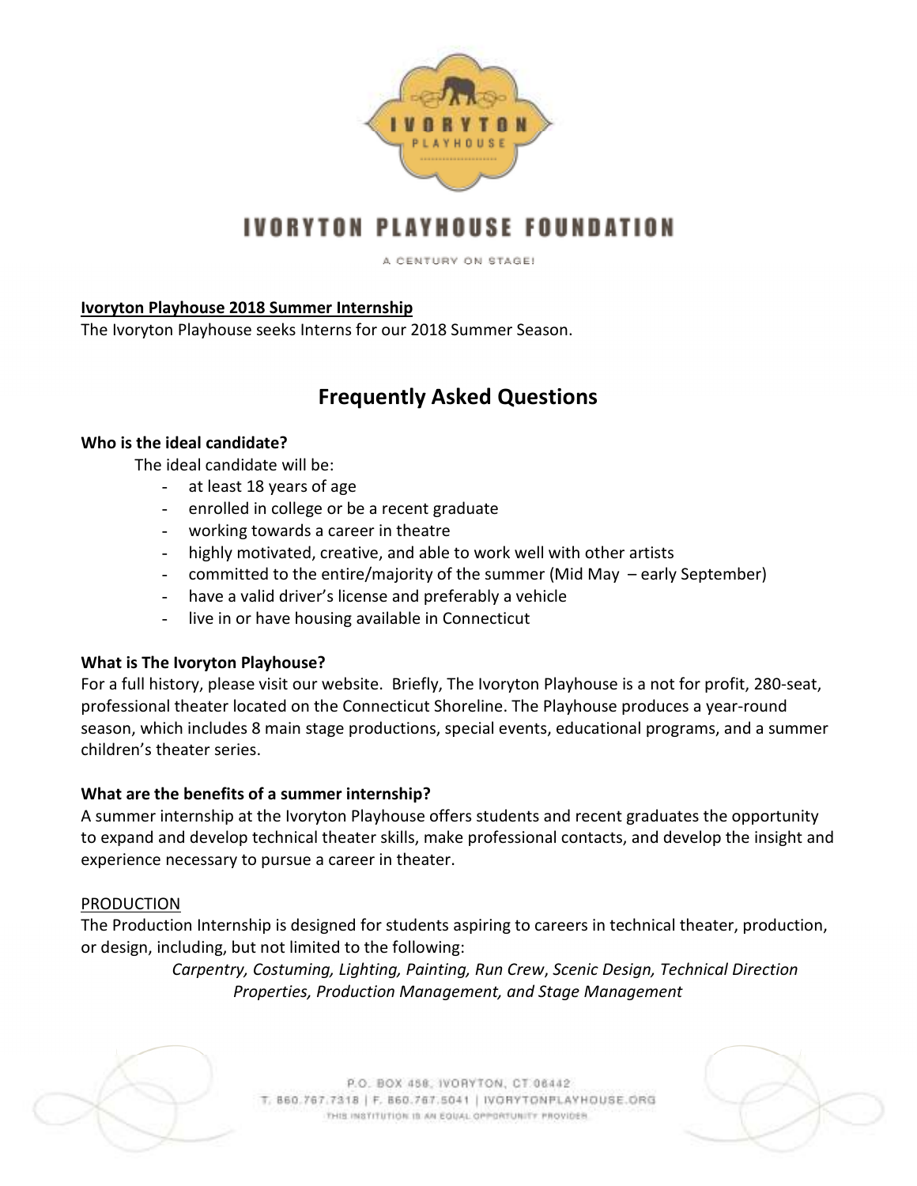# IVORYTON PLAYHOUSE FOUNDATION

A CENTURY ON STAGE!

**Ivoryton Playhouse 2018 Summer Internship**

The Ivoryton Playhouse seeks Interns for our 2018 Summer Season.

## Frequently Asked Questions

**Who is the ideal candidate?**

The ideal candidate will be:

- at least 18 years of age
- enrolled in college or be a recent graduate
- working towards a career in theatre
- highly motivated, creative, and able to work well with other artists
- committed to the entire/majority of the summer (Mid May – early September)
- have a valid driver's license and preferably a vehicle
- live in or have housing available in Connecticut

**What is The Ivoryton Playhouse?**

For a full history, please visit our website. Briefly, The Ivoryton Playhouse is a not for profit, 280-seat, professional theater located on the Connecticut Shoreline. The Playhouse produces a year-round season, which includes 8 main stage productions, special events, educational programs, and a summer children's theater series.

**What are the benefits of a summer internship?**

A summer internship at the Ivoryton Playhouse offers students and recent graduates the opportunity to expand and develop technical theater skills, make professional contacts, and develop the insight and experience necessary to pursue a career in theater.

PRODUCTION

The Production Internship is designed for students aspiring to careers in technical theater, production, or design, including, but not limited to the following:

*Carpentry, Costuming, Lighting, Painting, Run Crew, Scenic Design, Technical Direction Properties, Production Management, and Stage Management*

P.O. BOX 458, IVORYTON, CT 06442
T. 860.767.7318 | F. 860.767.5041 | IVORYTONPLAYHOUSE.ORG
THIS INSTITUTION IS AN EQUAL OPPORTUNITY PROVIDER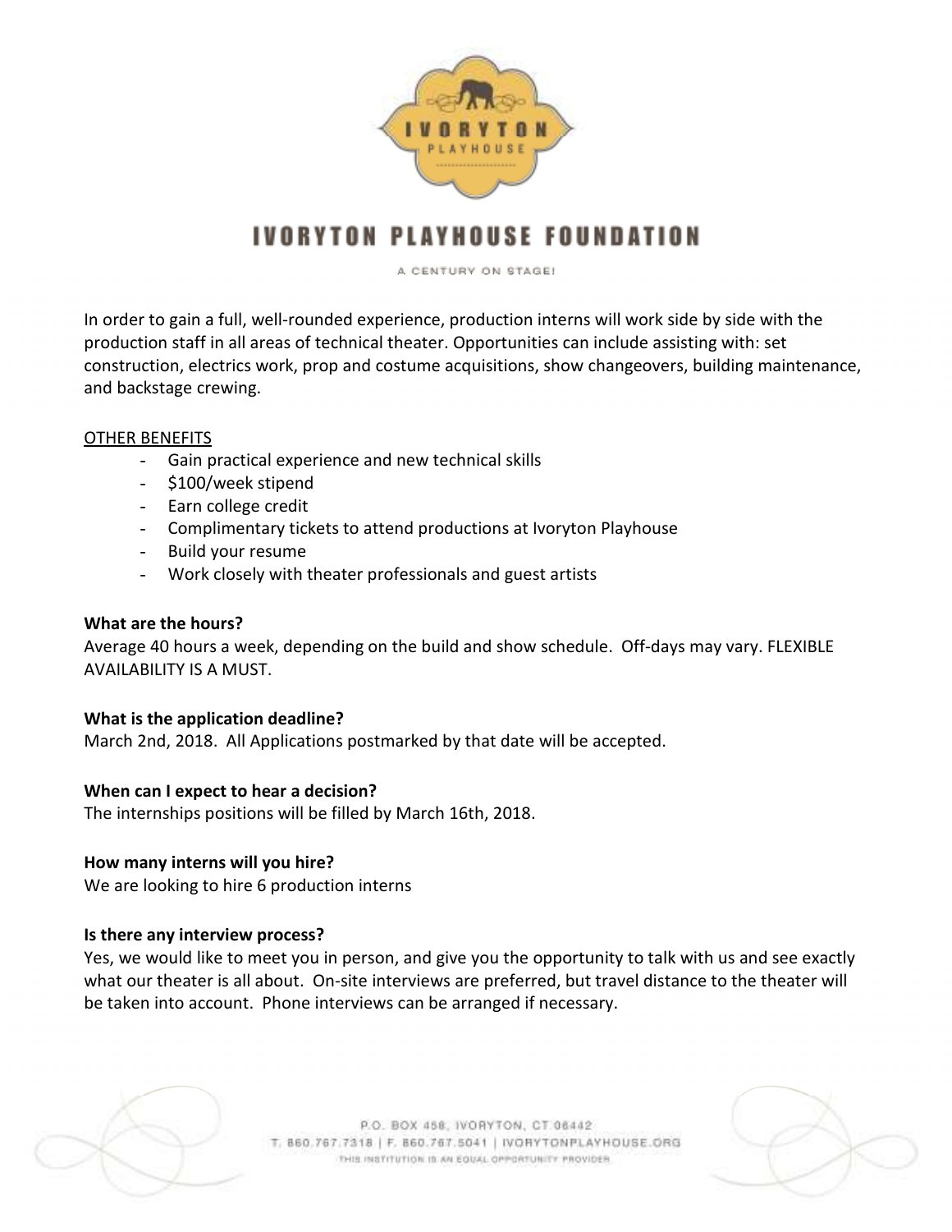# IVORYTON PLAYHOUSE FOUNDATION

A CENTURY ON STAGE!

In order to gain a full, well-rounded experience, production interns will work side by side with the production staff in all areas of technical theater. Opportunities can include assisting with: set construction, electrics work, prop and costume acquisitions, show changeovers, building maintenance, and backstage crewing.

OTHER BENEFITS

- Gain practical experience and new technical skills
- $100/week stipend
- Earn college credit
- Complimentary tickets to attend productions at Ivoryton Playhouse
- Build your resume
- Work closely with theater professionals and guest artists

**What are the hours?**

Average 40 hours a week, depending on the build and show schedule. Off-days may vary. FLEXIBLE AVAILABILITY IS A MUST.

**What is the application deadline?**

March 2nd, 2018. All Applications postmarked by that date will be accepted.

**When can I expect to hear a decision?**

The internships positions will be filled by March 16th, 2018.

**How many interns will you hire?**

We are looking to hire 6 production interns

**Is there any interview process?**

Yes, we would like to meet you in person, and give you the opportunity to talk with us and see exactly what our theater is all about. On-site interviews are preferred, but travel distance to the theater will be taken into account. Phone interviews can be arranged if necessary.

P.O. BOX 458, IVORYTON, CT 06442
T. 860.767.7318 | F. 860.767.5041 | IVORYTONPLAYHOUSE.ORG
THIS INSTITUTION IS AN EQUAL OPPORTUNITY PROVIDER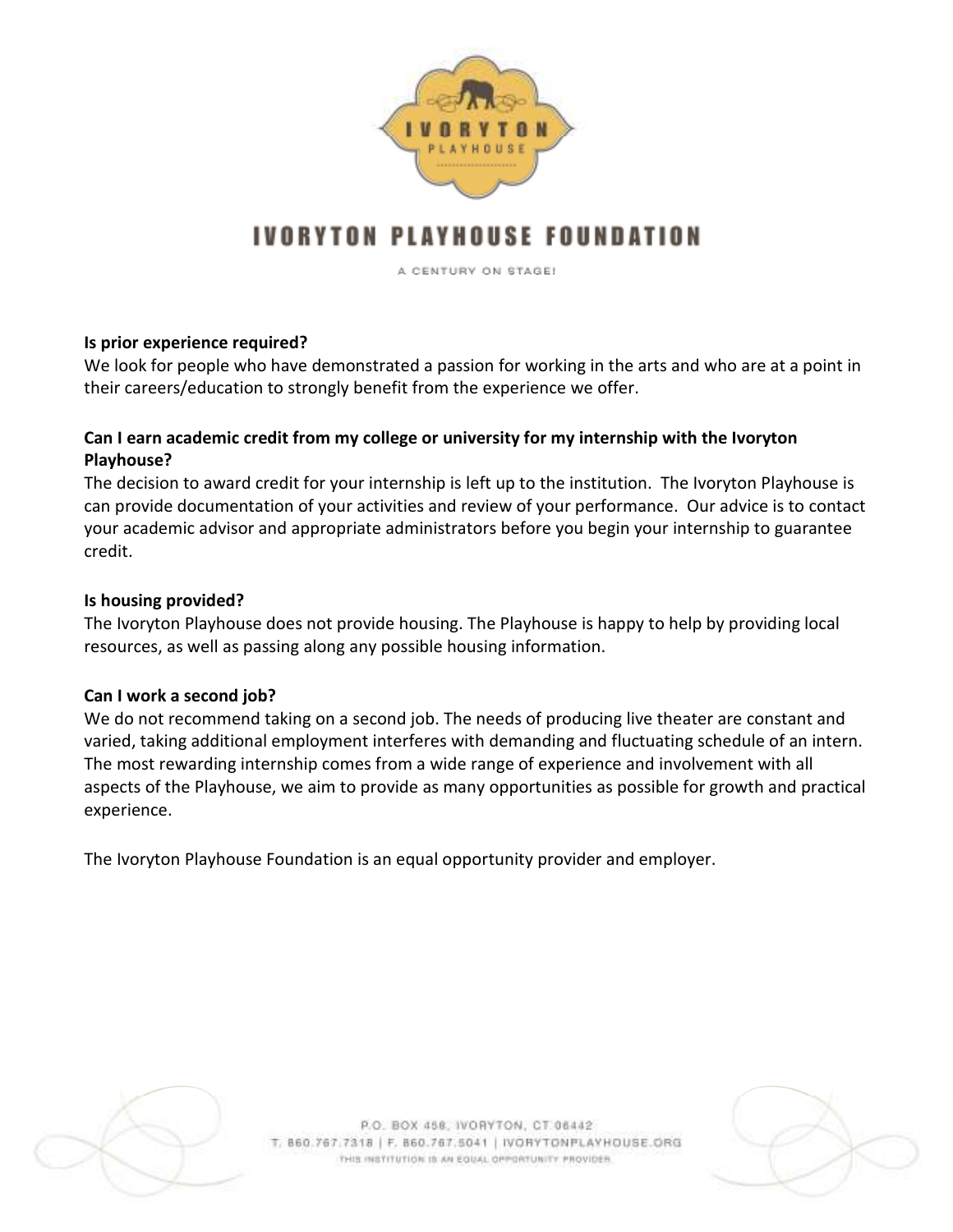# IVORYTON PLAYHOUSE FOUNDATION

A CENTURY ON STAGE!

**Is prior experience required?**

We look for people who have demonstrated a passion for working in the arts and who are at a point in their careers/education to strongly benefit from the experience we offer.

**Can I earn academic credit from my college or university for my internship with the Ivoryton Playhouse?**

The decision to award credit for your internship is left up to the institution. The Ivoryton Playhouse is can provide documentation of your activities and review of your performance. Our advice is to contact your academic advisor and appropriate administrators before you begin your internship to guarantee credit.

**Is housing provided?**

The Ivoryton Playhouse does not provide housing. The Playhouse is happy to help by providing local resources, as well as passing along any possible housing information.

**Can I work a second job?**

We do not recommend taking on a second job. The needs of producing live theater are constant and varied, taking additional employment interferes with demanding and fluctuating schedule of an intern. The most rewarding internship comes from a wide range of experience and involvement with all aspects of the Playhouse, we aim to provide as many opportunities as possible for growth and practical experience.

The Ivoryton Playhouse Foundation is an equal opportunity provider and employer.

P.O. BOX 458, IVORYTON, CT 06442
T. 860.767.7318 | F. 860.767.5041 | IVORYTONPLAYHOUSE.ORG
THIS INSTITUTION IS AN EQUAL OPPORTUNITY PROVIDER